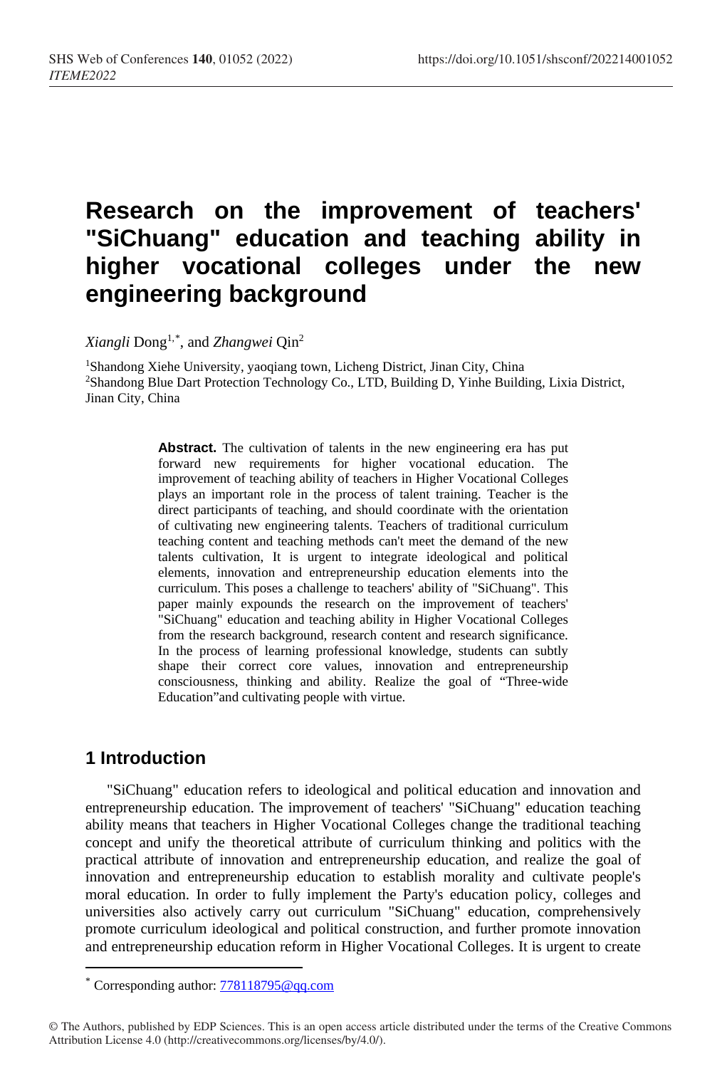# Research on the improvement of teachers' "SiChuang" education and teaching ability in higher vocational colleges under the new engineering background

*Xiangli* Dong[1,*], and *Zhangwei* Qin[2]

[1]Shandong Xiehe University, yaoqiang town, Licheng District, Jinan City, China
[2]Shandong Blue Dart Protection Technology Co., LTD, Building D, Yinhe Building, Lixia District, Jinan City, China

**Abstract.** The cultivation of talents in the new engineering era has put forward new requirements for higher vocational education. The improvement of teaching ability of teachers in Higher Vocational Colleges plays an important role in the process of talent training. Teacher is the direct participants of teaching, and should coordinate with the orientation of cultivating new engineering talents. Teachers of traditional curriculum teaching content and teaching methods can't meet the demand of the new talents cultivation, It is urgent to integrate ideological and political elements, innovation and entrepreneurship education elements into the curriculum. This poses a challenge to teachers' ability of "SiChuang". This paper mainly expounds the research on the improvement of teachers' "SiChuang" education and teaching ability in Higher Vocational Colleges from the research background, research content and research significance. In the process of learning professional knowledge, students can subtly shape their correct core values, innovation and entrepreneurship consciousness, thinking and ability. Realize the goal of "Three-wide Education"and cultivating people with virtue.

## 1 Introduction

"SiChuang" education refers to ideological and political education and innovation and entrepreneurship education. The improvement of teachers' "SiChuang" education teaching ability means that teachers in Higher Vocational Colleges change the traditional teaching concept and unify the theoretical attribute of curriculum thinking and politics with the practical attribute of innovation and entrepreneurship education, and realize the goal of innovation and entrepreneurship education to establish morality and cultivate people's moral education. In order to fully implement the Party's education policy, colleges and universities also actively carry out curriculum "SiChuang" education, comprehensively promote curriculum ideological and political construction, and further promote innovation and entrepreneurship education reform in Higher Vocational Colleges. It is urgent to create

* Corresponding author: 778118795@qq.com

© The Authors, published by EDP Sciences. This is an open access article distributed under the terms of the Creative Commons Attribution License 4.0 (http://creativecommons.org/licenses/by/4.0/).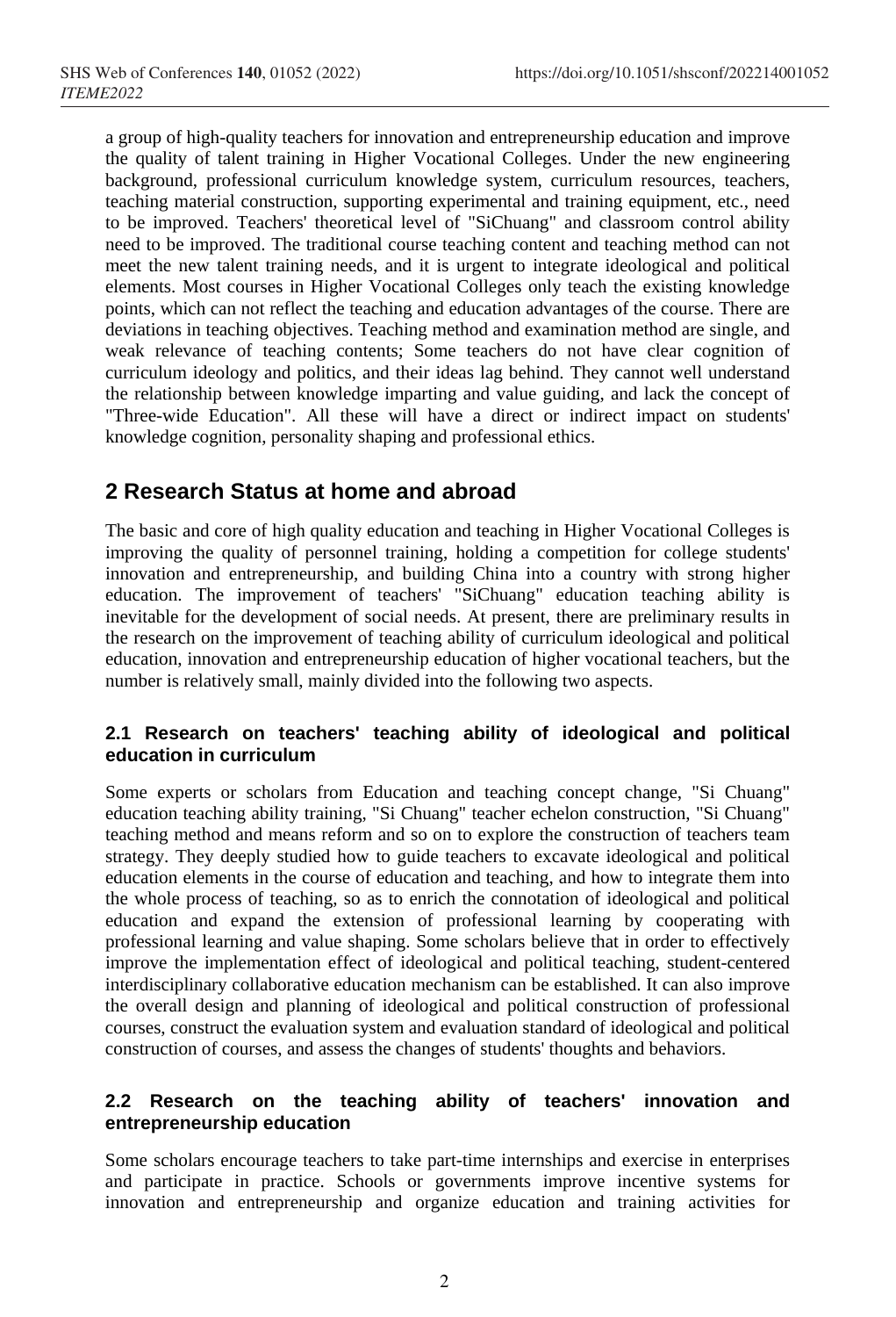a group of high-quality teachers for innovation and entrepreneurship education and improve the quality of talent training in Higher Vocational Colleges. Under the new engineering background, professional curriculum knowledge system, curriculum resources, teachers, teaching material construction, supporting experimental and training equipment, etc., need to be improved. Teachers' theoretical level of "SiChuang" and classroom control ability need to be improved. The traditional course teaching content and teaching method can not meet the new talent training needs, and it is urgent to integrate ideological and political elements. Most courses in Higher Vocational Colleges only teach the existing knowledge points, which can not reflect the teaching and education advantages of the course. There are deviations in teaching objectives. Teaching method and examination method are single, and weak relevance of teaching contents; Some teachers do not have clear cognition of curriculum ideology and politics, and their ideas lag behind. They cannot well understand the relationship between knowledge imparting and value guiding, and lack the concept of "Three-wide Education". All these will have a direct or indirect impact on students' knowledge cognition, personality shaping and professional ethics.

## 2 Research Status at home and abroad

The basic and core of high quality education and teaching in Higher Vocational Colleges is improving the quality of personnel training, holding a competition for college students' innovation and entrepreneurship, and building China into a country with strong higher education. The improvement of teachers' "SiChuang" education teaching ability is inevitable for the development of social needs. At present, there are preliminary results in the research on the improvement of teaching ability of curriculum ideological and political education, innovation and entrepreneurship education of higher vocational teachers, but the number is relatively small, mainly divided into the following two aspects.

### 2.1 Research on teachers' teaching ability of ideological and political education in curriculum

Some experts or scholars from Education and teaching concept change, "Si Chuang" education teaching ability training, "Si Chuang" teacher echelon construction, "Si Chuang" teaching method and means reform and so on to explore the construction of teachers team strategy. They deeply studied how to guide teachers to excavate ideological and political education elements in the course of education and teaching, and how to integrate them into the whole process of teaching, so as to enrich the connotation of ideological and political education and expand the extension of professional learning by cooperating with professional learning and value shaping. Some scholars believe that in order to effectively improve the implementation effect of ideological and political teaching, student-centered interdisciplinary collaborative education mechanism can be established. It can also improve the overall design and planning of ideological and political construction of professional courses, construct the evaluation system and evaluation standard of ideological and political construction of courses, and assess the changes of students' thoughts and behaviors.

### 2.2 Research on the teaching ability of teachers' innovation and entrepreneurship education

Some scholars encourage teachers to take part-time internships and exercise in enterprises and participate in practice. Schools or governments improve incentive systems for innovation and entrepreneurship and organize education and training activities for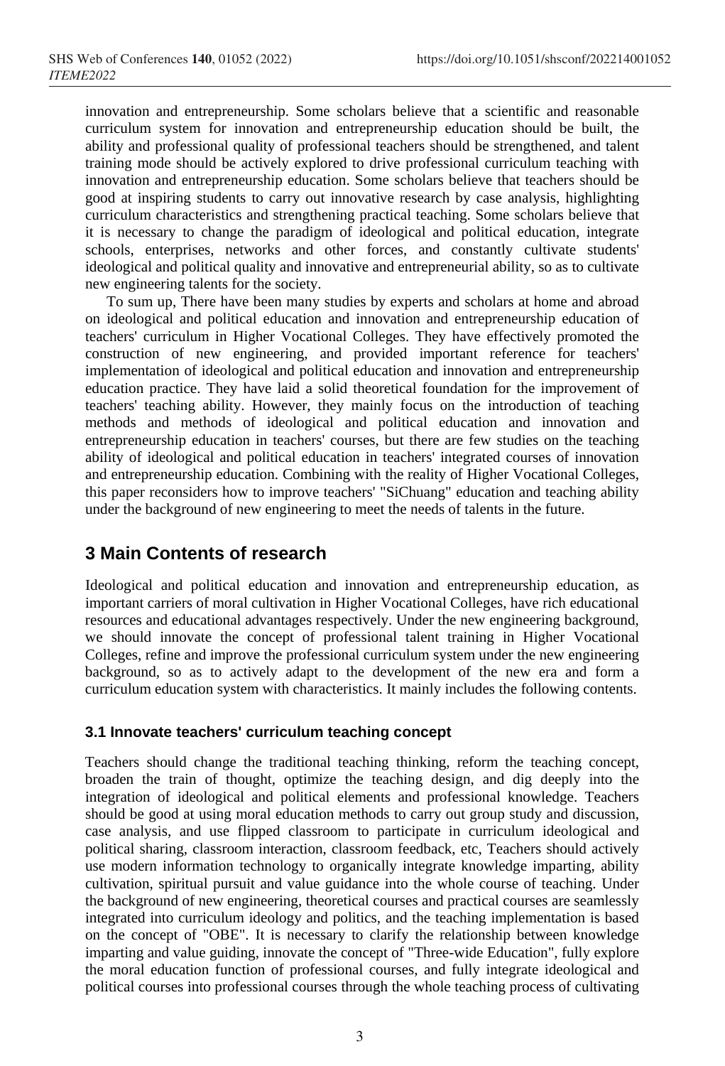innovation and entrepreneurship. Some scholars believe that a scientific and reasonable curriculum system for innovation and entrepreneurship education should be built, the ability and professional quality of professional teachers should be strengthened, and talent training mode should be actively explored to drive professional curriculum teaching with innovation and entrepreneurship education. Some scholars believe that teachers should be good at inspiring students to carry out innovative research by case analysis, highlighting curriculum characteristics and strengthening practical teaching. Some scholars believe that it is necessary to change the paradigm of ideological and political education, integrate schools, enterprises, networks and other forces, and constantly cultivate students' ideological and political quality and innovative and entrepreneurial ability, so as to cultivate new engineering talents for the society.

To sum up, There have been many studies by experts and scholars at home and abroad on ideological and political education and innovation and entrepreneurship education of teachers' curriculum in Higher Vocational Colleges. They have effectively promoted the construction of new engineering, and provided important reference for teachers' implementation of ideological and political education and innovation and entrepreneurship education practice. They have laid a solid theoretical foundation for the improvement of teachers' teaching ability. However, they mainly focus on the introduction of teaching methods and methods of ideological and political education and innovation and entrepreneurship education in teachers' courses, but there are few studies on the teaching ability of ideological and political education in teachers' integrated courses of innovation and entrepreneurship education. Combining with the reality of Higher Vocational Colleges, this paper reconsiders how to improve teachers' "SiChuang" education and teaching ability under the background of new engineering to meet the needs of talents in the future.

## 3 Main Contents of research

Ideological and political education and innovation and entrepreneurship education, as important carriers of moral cultivation in Higher Vocational Colleges, have rich educational resources and educational advantages respectively. Under the new engineering background, we should innovate the concept of professional talent training in Higher Vocational Colleges, refine and improve the professional curriculum system under the new engineering background, so as to actively adapt to the development of the new era and form a curriculum education system with characteristics. It mainly includes the following contents.

### 3.1 Innovate teachers' curriculum teaching concept

Teachers should change the traditional teaching thinking, reform the teaching concept, broaden the train of thought, optimize the teaching design, and dig deeply into the integration of ideological and political elements and professional knowledge. Teachers should be good at using moral education methods to carry out group study and discussion, case analysis, and use flipped classroom to participate in curriculum ideological and political sharing, classroom interaction, classroom feedback, etc, Teachers should actively use modern information technology to organically integrate knowledge imparting, ability cultivation, spiritual pursuit and value guidance into the whole course of teaching. Under the background of new engineering, theoretical courses and practical courses are seamlessly integrated into curriculum ideology and politics, and the teaching implementation is based on the concept of "OBE". It is necessary to clarify the relationship between knowledge imparting and value guiding, innovate the concept of "Three-wide Education", fully explore the moral education function of professional courses, and fully integrate ideological and political courses into professional courses through the whole teaching process of cultivating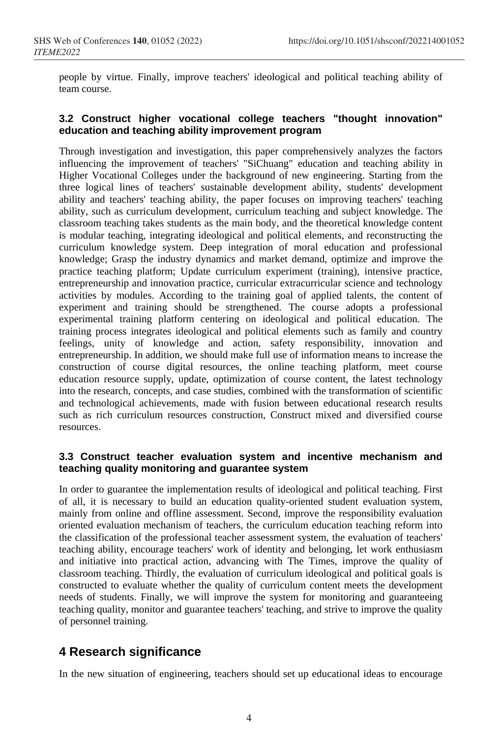people by virtue. Finally, improve teachers' ideological and political teaching ability of team course.

### 3.2 Construct higher vocational college teachers "thought innovation" education and teaching ability improvement program

Through investigation and investigation, this paper comprehensively analyzes the factors influencing the improvement of teachers' "SiChuang" education and teaching ability in Higher Vocational Colleges under the background of new engineering. Starting from the three logical lines of teachers' sustainable development ability, students' development ability and teachers' teaching ability, the paper focuses on improving teachers' teaching ability, such as curriculum development, curriculum teaching and subject knowledge. The classroom teaching takes students as the main body, and the theoretical knowledge content is modular teaching, integrating ideological and political elements, and reconstructing the curriculum knowledge system. Deep integration of moral education and professional knowledge; Grasp the industry dynamics and market demand, optimize and improve the practice teaching platform; Update curriculum experiment (training), intensive practice, entrepreneurship and innovation practice, curricular extracurricular science and technology activities by modules. According to the training goal of applied talents, the content of experiment and training should be strengthened. The course adopts a professional experimental training platform centering on ideological and political education. The training process integrates ideological and political elements such as family and country feelings, unity of knowledge and action, safety responsibility, innovation and entrepreneurship. In addition, we should make full use of information means to increase the construction of course digital resources, the online teaching platform, meet course education resource supply, update, optimization of course content, the latest technology into the research, concepts, and case studies, combined with the transformation of scientific and technological achievements, made with fusion between educational research results such as rich curriculum resources construction, Construct mixed and diversified course resources.

### 3.3 Construct teacher evaluation system and incentive mechanism and teaching quality monitoring and guarantee system

In order to guarantee the implementation results of ideological and political teaching. First of all, it is necessary to build an education quality-oriented student evaluation system, mainly from online and offline assessment. Second, improve the responsibility evaluation oriented evaluation mechanism of teachers, the curriculum education teaching reform into the classification of the professional teacher assessment system, the evaluation of teachers' teaching ability, encourage teachers' work of identity and belonging, let work enthusiasm and initiative into practical action, advancing with The Times, improve the quality of classroom teaching. Thirdly, the evaluation of curriculum ideological and political goals is constructed to evaluate whether the quality of curriculum content meets the development needs of students. Finally, we will improve the system for monitoring and guaranteeing teaching quality, monitor and guarantee teachers' teaching, and strive to improve the quality of personnel training.

## 4 Research significance

In the new situation of engineering, teachers should set up educational ideas to encourage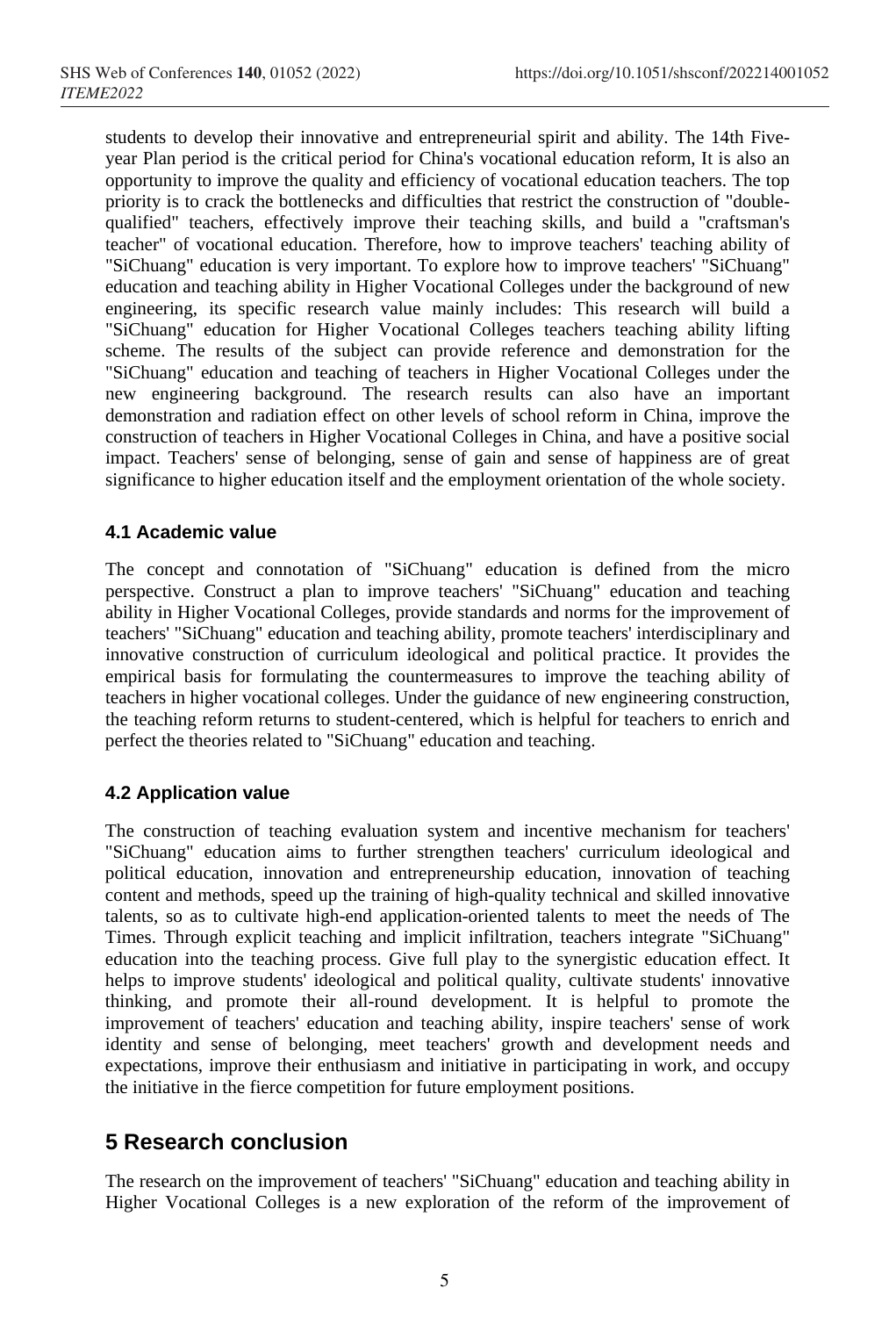students to develop their innovative and entrepreneurial spirit and ability. The 14th Five-year Plan period is the critical period for China's vocational education reform, It is also an opportunity to improve the quality and efficiency of vocational education teachers. The top priority is to crack the bottlenecks and difficulties that restrict the construction of "double-qualified" teachers, effectively improve their teaching skills, and build a "craftsman's teacher" of vocational education. Therefore, how to improve teachers' teaching ability of "SiChuang" education is very important. To explore how to improve teachers' "SiChuang" education and teaching ability in Higher Vocational Colleges under the background of new engineering, its specific research value mainly includes: This research will build a "SiChuang" education for Higher Vocational Colleges teachers teaching ability lifting scheme. The results of the subject can provide reference and demonstration for the "SiChuang" education and teaching of teachers in Higher Vocational Colleges under the new engineering background. The research results can also have an important demonstration and radiation effect on other levels of school reform in China, improve the construction of teachers in Higher Vocational Colleges in China, and have a positive social impact. Teachers' sense of belonging, sense of gain and sense of happiness are of great significance to higher education itself and the employment orientation of the whole society.

### 4.1 Academic value

The concept and connotation of "SiChuang" education is defined from the micro perspective. Construct a plan to improve teachers' "SiChuang" education and teaching ability in Higher Vocational Colleges, provide standards and norms for the improvement of teachers' "SiChuang" education and teaching ability, promote teachers' interdisciplinary and innovative construction of curriculum ideological and political practice. It provides the empirical basis for formulating the countermeasures to improve the teaching ability of teachers in higher vocational colleges. Under the guidance of new engineering construction, the teaching reform returns to student-centered, which is helpful for teachers to enrich and perfect the theories related to "SiChuang" education and teaching.

### 4.2 Application value

The construction of teaching evaluation system and incentive mechanism for teachers' "SiChuang" education aims to further strengthen teachers' curriculum ideological and political education, innovation and entrepreneurship education, innovation of teaching content and methods, speed up the training of high-quality technical and skilled innovative talents, so as to cultivate high-end application-oriented talents to meet the needs of The Times. Through explicit teaching and implicit infiltration, teachers integrate "SiChuang" education into the teaching process. Give full play to the synergistic education effect. It helps to improve students' ideological and political quality, cultivate students' innovative thinking, and promote their all-round development. It is helpful to promote the improvement of teachers' education and teaching ability, inspire teachers' sense of work identity and sense of belonging, meet teachers' growth and development needs and expectations, improve their enthusiasm and initiative in participating in work, and occupy the initiative in the fierce competition for future employment positions.

## 5 Research conclusion

The research on the improvement of teachers' "SiChuang" education and teaching ability in Higher Vocational Colleges is a new exploration of the reform of the improvement of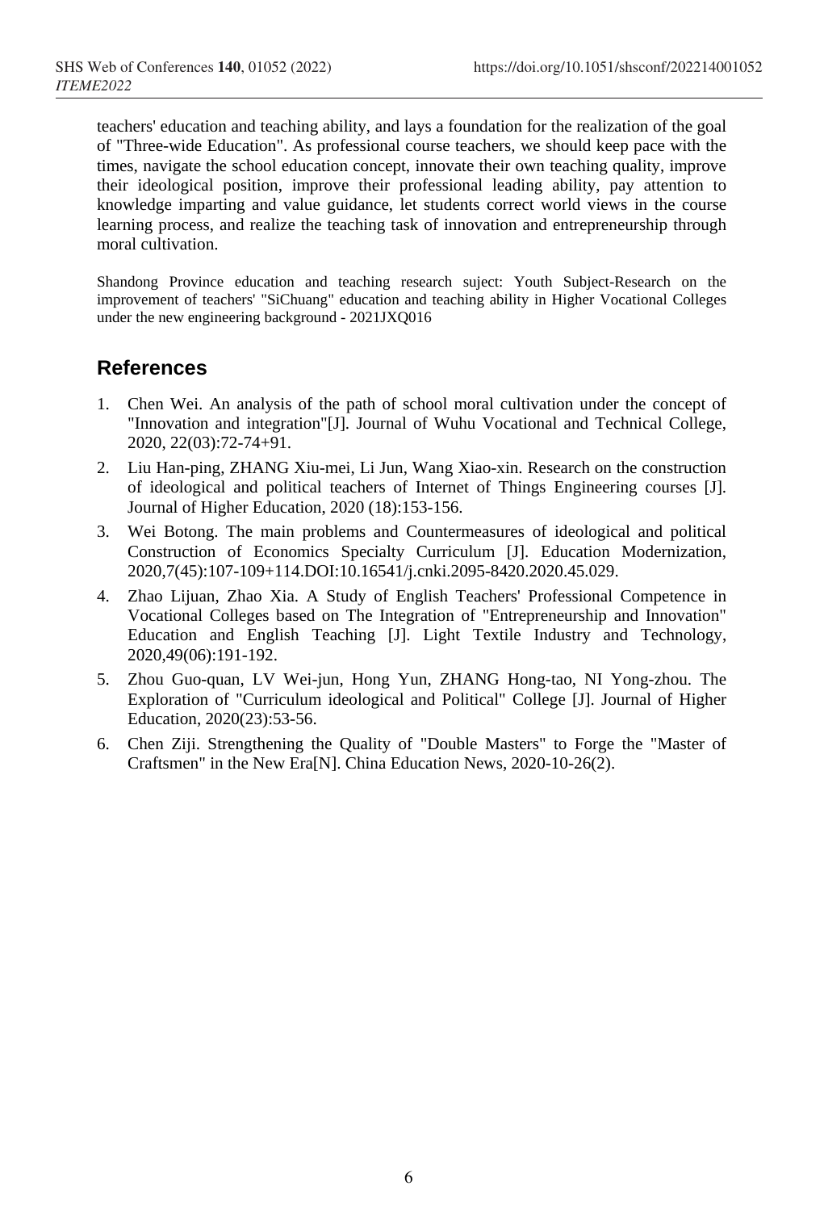teachers' education and teaching ability, and lays a foundation for the realization of the goal of "Three-wide Education". As professional course teachers, we should keep pace with the times, navigate the school education concept, innovate their own teaching quality, improve their ideological position, improve their professional leading ability, pay attention to knowledge imparting and value guidance, let students correct world views in the course learning process, and realize the teaching task of innovation and entrepreneurship through moral cultivation.

Shandong Province education and teaching research suject: Youth Subject-Research on the improvement of teachers' "SiChuang" education and teaching ability in Higher Vocational Colleges under the new engineering background - 2021JXQ016

## References

1. Chen Wei. An analysis of the path of school moral cultivation under the concept of "Innovation and integration"[J]. Journal of Wuhu Vocational and Technical College, 2020, 22(03):72-74+91.
2. Liu Han-ping, ZHANG Xiu-mei, Li Jun, Wang Xiao-xin. Research on the construction of ideological and political teachers of Internet of Things Engineering courses [J]. Journal of Higher Education, 2020 (18):153-156.
3. Wei Botong. The main problems and Countermeasures of ideological and political Construction of Economics Specialty Curriculum [J]. Education Modernization, 2020,7(45):107-109+114.DOI:10.16541/j.cnki.2095-8420.2020.45.029.
4. Zhao Lijuan, Zhao Xia. A Study of English Teachers' Professional Competence in Vocational Colleges based on The Integration of "Entrepreneurship and Innovation" Education and English Teaching [J]. Light Textile Industry and Technology, 2020,49(06):191-192.
5. Zhou Guo-quan, LV Wei-jun, Hong Yun, ZHANG Hong-tao, NI Yong-zhou. The Exploration of "Curriculum ideological and Political" College [J]. Journal of Higher Education, 2020(23):53-56.
6. Chen Ziji. Strengthening the Quality of "Double Masters" to Forge the "Master of Craftsmen" in the New Era[N]. China Education News, 2020-10-26(2).